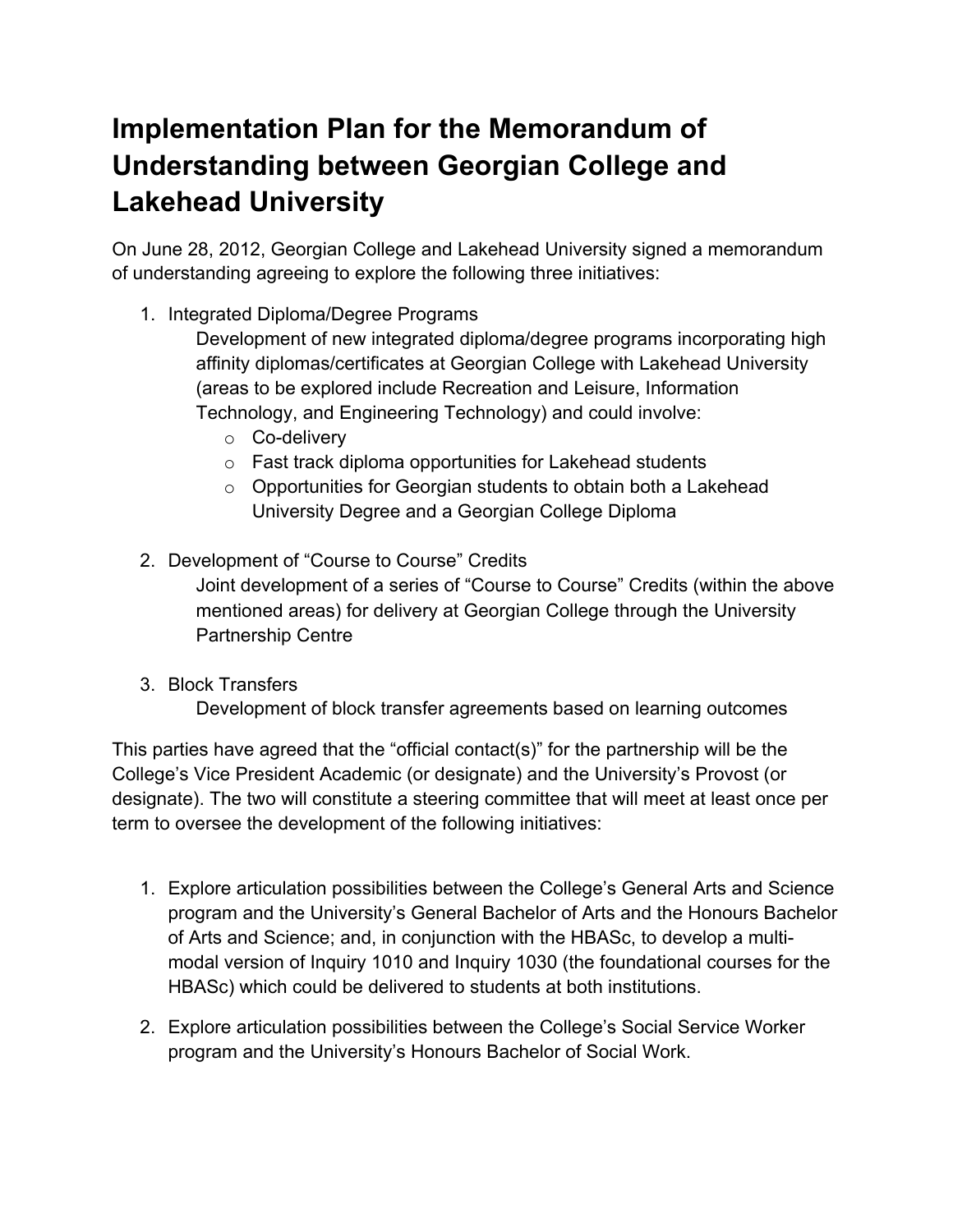# Implementation Plan for the Memorandum of Understanding between Georgian College and Lakehead University

On June 28, 2012, Georgian College and Lakehead University signed a memorandum of understanding agreeing to explore the following three initiatives:

1. Integrated Diploma/Degree Programs
   Development of new integrated diploma/degree programs incorporating high affinity diplomas/certificates at Georgian College with Lakehead University (areas to be explored include Recreation and Leisure, Information Technology, and Engineering Technology) and could involve:
   - Co-delivery
   - Fast track diploma opportunities for Lakehead students
   - Opportunities for Georgian students to obtain both a Lakehead University Degree and a Georgian College Diploma

2. Development of “Course to Course” Credits
   Joint development of a series of “Course to Course” Credits (within the above mentioned areas) for delivery at Georgian College through the University Partnership Centre

3. Block Transfers
   Development of block transfer agreements based on learning outcomes

This parties have agreed that the “official contact(s)” for the partnership will be the College’s Vice President Academic (or designate) and the University’s Provost (or designate). The two will constitute a steering committee that will meet at least once per term to oversee the development of the following initiatives:

1. Explore articulation possibilities between the College’s General Arts and Science program and the University’s General Bachelor of Arts and the Honours Bachelor of Arts and Science; and, in conjunction with the HBASc, to develop a multi-modal version of Inquiry 1010 and Inquiry 1030 (the foundational courses for the HBASc) which could be delivered to students at both institutions.

2. Explore articulation possibilities between the College’s Social Service Worker program and the University’s Honours Bachelor of Social Work.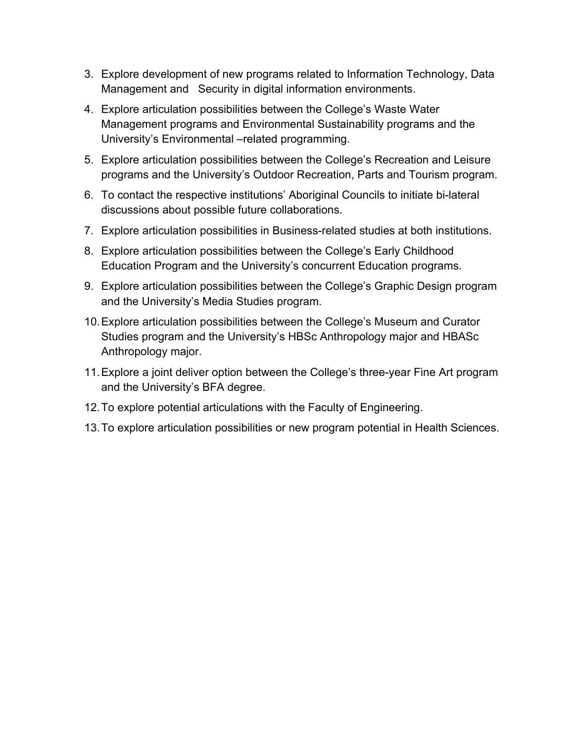3. Explore development of new programs related to Information Technology, Data Management and Security in digital information environments.
4. Explore articulation possibilities between the College's Waste Water Management programs and Environmental Sustainability programs and the University's Environmental –related programming.
5. Explore articulation possibilities between the College's Recreation and Leisure programs and the University's Outdoor Recreation, Parts and Tourism program.
6. To contact the respective institutions' Aboriginal Councils to initiate bi-lateral discussions about possible future collaborations.
7. Explore articulation possibilities in Business-related studies at both institutions.
8. Explore articulation possibilities between the College's Early Childhood Education Program and the University's concurrent Education programs.
9. Explore articulation possibilities between the College's Graphic Design program and the University's Media Studies program.
10. Explore articulation possibilities between the College's Museum and Curator Studies program and the University's HBSc Anthropology major and HBASc Anthropology major.
11. Explore a joint deliver option between the College's three-year Fine Art program and the University's BFA degree.
12. To explore potential articulations with the Faculty of Engineering.
13. To explore articulation possibilities or new program potential in Health Sciences.